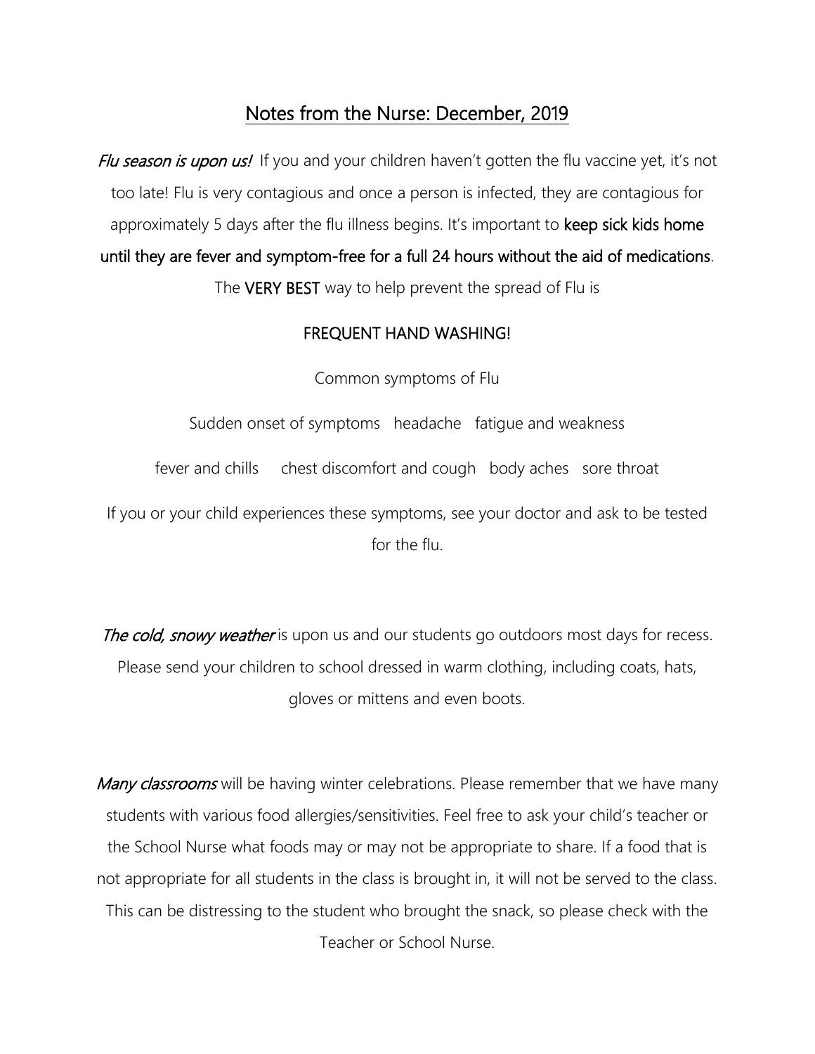# Notes from the Nurse: December, 2019

*Flu season is upon us!* If you and your children haven't gotten the flu vaccine yet, it's not too late! Flu is very contagious and once a person is infected, they are contagious for approximately 5 days after the flu illness begins. It's important to **keep sick kids home until they are fever and symptom-free for a full 24 hours without the aid of medications**.

The **VERY BEST** way to help prevent the spread of Flu is

**FREQUENT HAND WASHING!**

Common symptoms of Flu

Sudden onset of symptoms   headache   fatigue and weakness

fever and chills   chest discomfort and cough   body aches   sore throat

If you or your child experiences these symptoms, see your doctor and ask to be tested for the flu.

*The cold, snowy weather* is upon us and our students go outdoors most days for recess. Please send your children to school dressed in warm clothing, including coats, hats, gloves or mittens and even boots.

*Many classrooms* will be having winter celebrations. Please remember that we have many students with various food allergies/sensitivities. Feel free to ask your child's teacher or the School Nurse what foods may or may not be appropriate to share. If a food that is not appropriate for all students in the class is brought in, it will not be served to the class. This can be distressing to the student who brought the snack, so please check with the Teacher or School Nurse.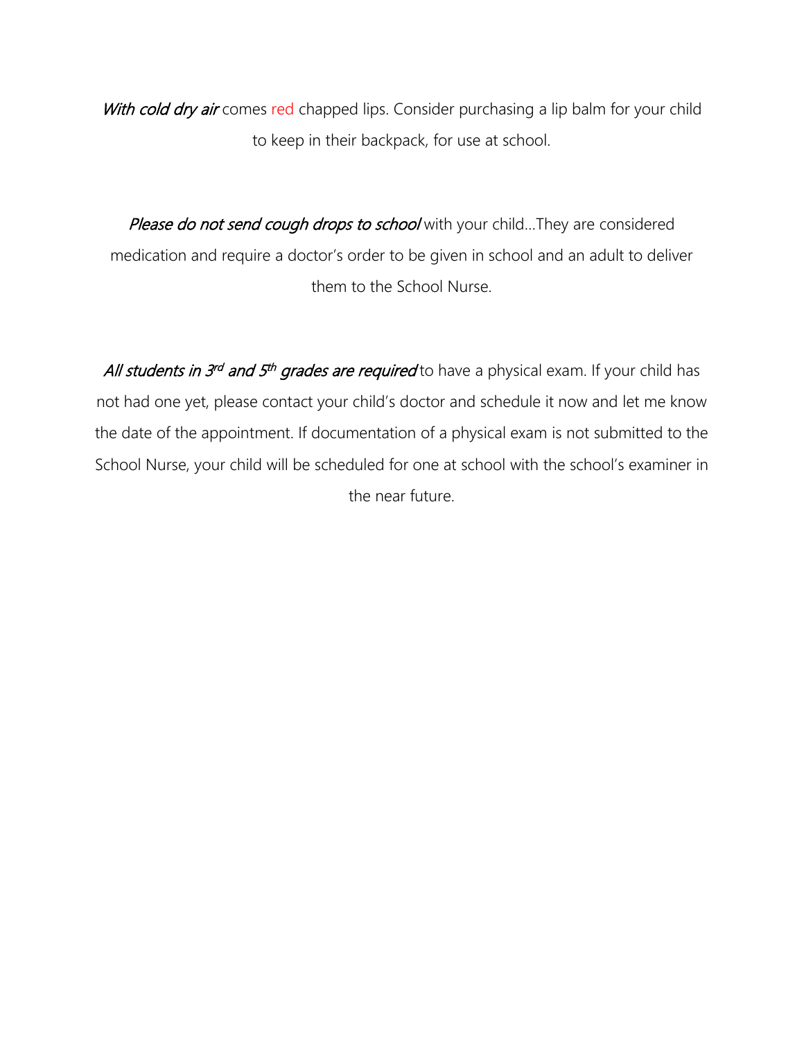*With cold dry air* comes red chapped lips. Consider purchasing a lip balm for your child to keep in their backpack, for use at school.

*Please do not send cough drops to school* with your child…They are considered medication and require a doctor's order to be given in school and an adult to deliver them to the School Nurse.

*All students in 3rd and 5th grades are required* to have a physical exam. If your child has not had one yet, please contact your child's doctor and schedule it now and let me know the date of the appointment. If documentation of a physical exam is not submitted to the School Nurse, your child will be scheduled for one at school with the school's examiner in the near future.